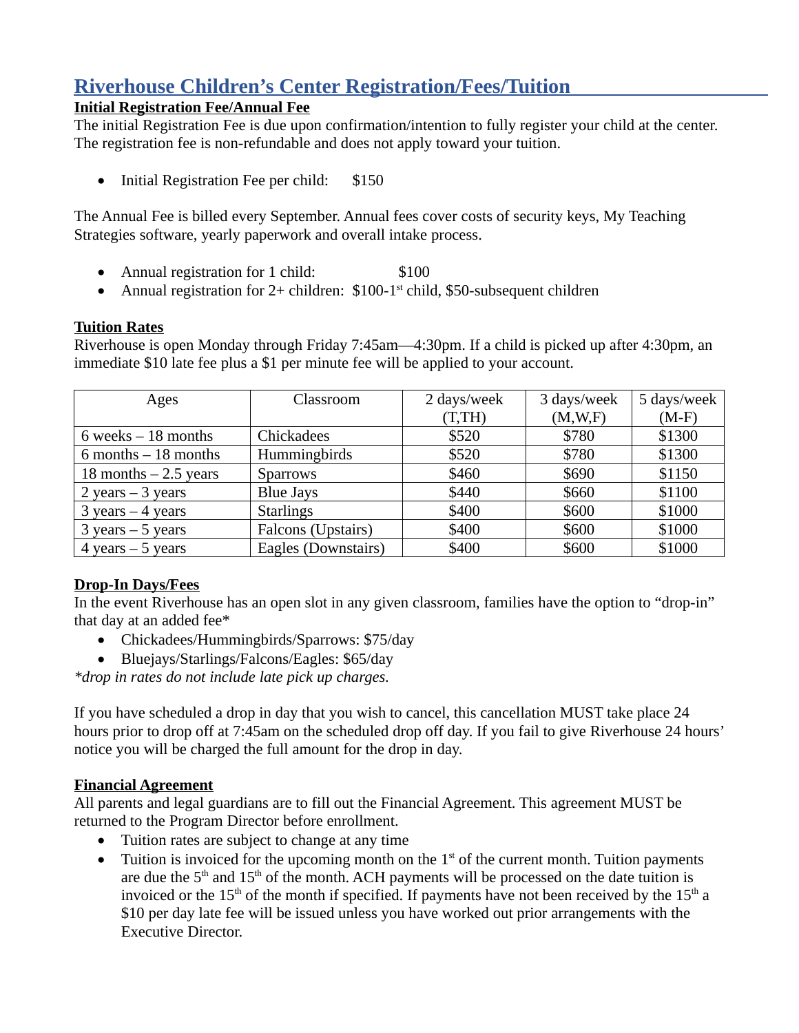# Riverhouse Children's Center Registration/Fees/Tuition

**Initial Registration Fee/Annual Fee**

The initial Registration Fee is due upon confirmation/intention to fully register your child at the center. The registration fee is non-refundable and does not apply toward your tuition.

- Initial Registration Fee per child: $150

The Annual Fee is billed every September. Annual fees cover costs of security keys, My Teaching Strategies software, yearly paperwork and overall intake process.

- Annual registration for 1 child: $100
- Annual registration for 2+ children: $100-1st child, $50-subsequent children

**Tuition Rates**

Riverhouse is open Monday through Friday 7:45am—4:30pm. If a child is picked up after 4:30pm, an immediate $10 late fee plus a $1 per minute fee will be applied to your account.

| Ages | Classroom | 2 days/week (T,TH) | 3 days/week (M,W,F) | 5 days/week (M-F) |
|---|---|---|---|---|
| 6 weeks – 18 months | Chickadees | $520 | $780 | $1300 |
| 6 months – 18 months | Hummingbirds | $520 | $780 | $1300 |
| 18 months – 2.5 years | Sparrows | $460 | $690 | $1150 |
| 2 years – 3 years | Blue Jays | $440 | $660 | $1100 |
| 3 years – 4 years | Starlings | $400 | $600 | $1000 |
| 3 years – 5 years | Falcons (Upstairs) | $400 | $600 | $1000 |
| 4 years – 5 years | Eagles (Downstairs) | $400 | $600 | $1000 |

**Drop-In Days/Fees**

In the event Riverhouse has an open slot in any given classroom, families have the option to "drop-in" that day at an added fee*

- Chickadees/Hummingbirds/Sparrows: $75/day
- Bluejays/Starlings/Falcons/Eagles: $65/day

*\*drop in rates do not include late pick up charges.*

If you have scheduled a drop in day that you wish to cancel, this cancellation MUST take place 24 hours prior to drop off at 7:45am on the scheduled drop off day. If you fail to give Riverhouse 24 hours' notice you will be charged the full amount for the drop in day.

**Financial Agreement**

All parents and legal guardians are to fill out the Financial Agreement. This agreement MUST be returned to the Program Director before enrollment.

- Tuition rates are subject to change at any time
- Tuition is invoiced for the upcoming month on the 1st of the current month. Tuition payments are due the 5th and 15th of the month. ACH payments will be processed on the date tuition is invoiced or the 15th of the month if specified. If payments have not been received by the 15th a $10 per day late fee will be issued unless you have worked out prior arrangements with the Executive Director.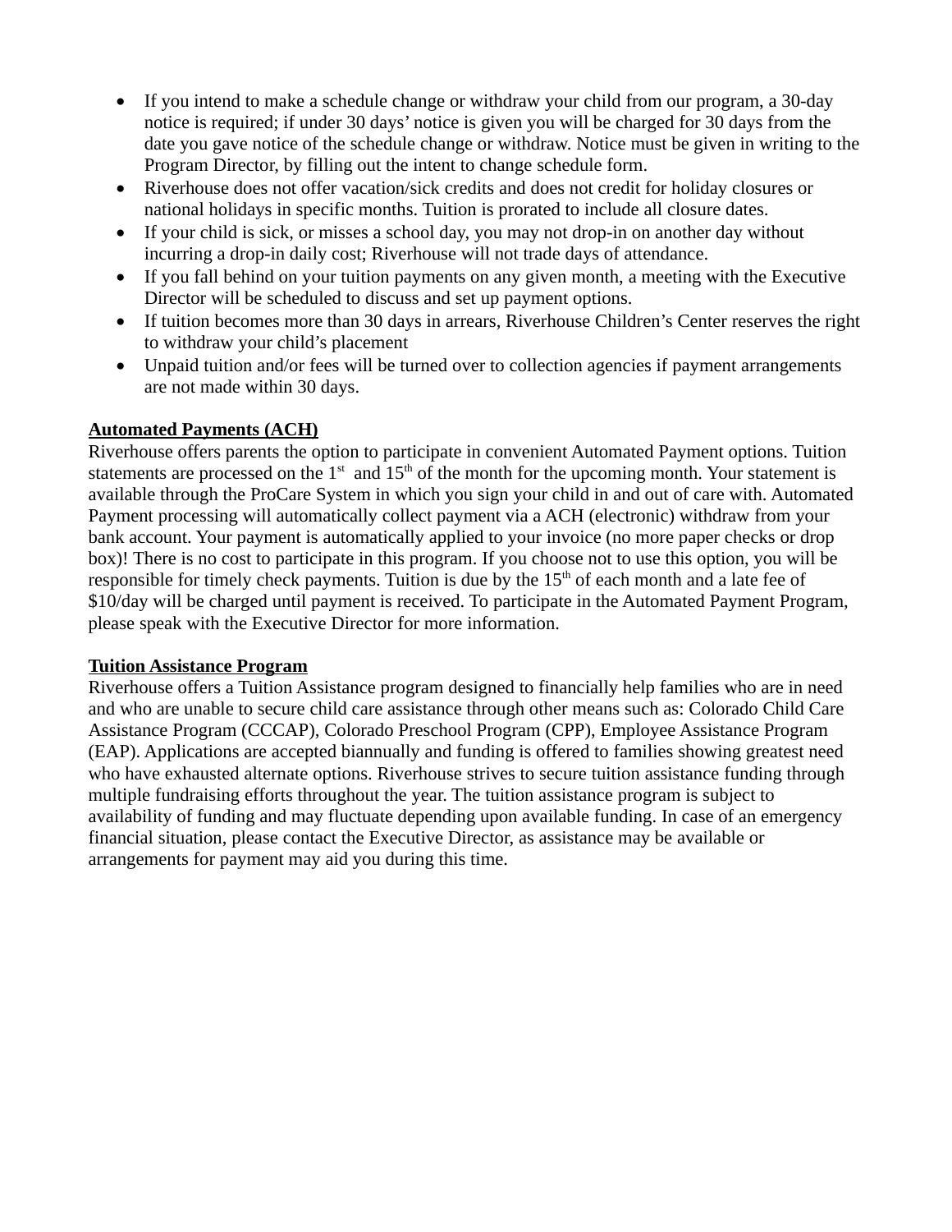- If you intend to make a schedule change or withdraw your child from our program, a 30-day notice is required; if under 30 days' notice is given you will be charged for 30 days from the date you gave notice of the schedule change or withdraw. Notice must be given in writing to the Program Director, by filling out the intent to change schedule form.
- Riverhouse does not offer vacation/sick credits and does not credit for holiday closures or national holidays in specific months. Tuition is prorated to include all closure dates.
- If your child is sick, or misses a school day, you may not drop-in on another day without incurring a drop-in daily cost; Riverhouse will not trade days of attendance.
- If you fall behind on your tuition payments on any given month, a meeting with the Executive Director will be scheduled to discuss and set up payment options.
- If tuition becomes more than 30 days in arrears, Riverhouse Children's Center reserves the right to withdraw your child's placement
- Unpaid tuition and/or fees will be turned over to collection agencies if payment arrangements are not made within 30 days.

**Automated Payments (ACH)**

Riverhouse offers parents the option to participate in convenient Automated Payment options. Tuition statements are processed on the 1st and 15th of the month for the upcoming month. Your statement is available through the ProCare System in which you sign your child in and out of care with. Automated Payment processing will automatically collect payment via a ACH (electronic) withdraw from your bank account. Your payment is automatically applied to your invoice (no more paper checks or drop box)! There is no cost to participate in this program. If you choose not to use this option, you will be responsible for timely check payments. Tuition is due by the 15th of each month and a late fee of $10/day will be charged until payment is received. To participate in the Automated Payment Program, please speak with the Executive Director for more information.

**Tuition Assistance Program**

Riverhouse offers a Tuition Assistance program designed to financially help families who are in need and who are unable to secure child care assistance through other means such as: Colorado Child Care Assistance Program (CCCAP), Colorado Preschool Program (CPP), Employee Assistance Program (EAP). Applications are accepted biannually and funding is offered to families showing greatest need who have exhausted alternate options. Riverhouse strives to secure tuition assistance funding through multiple fundraising efforts throughout the year. The tuition assistance program is subject to availability of funding and may fluctuate depending upon available funding. In case of an emergency financial situation, please contact the Executive Director, as assistance may be available or arrangements for payment may aid you during this time.